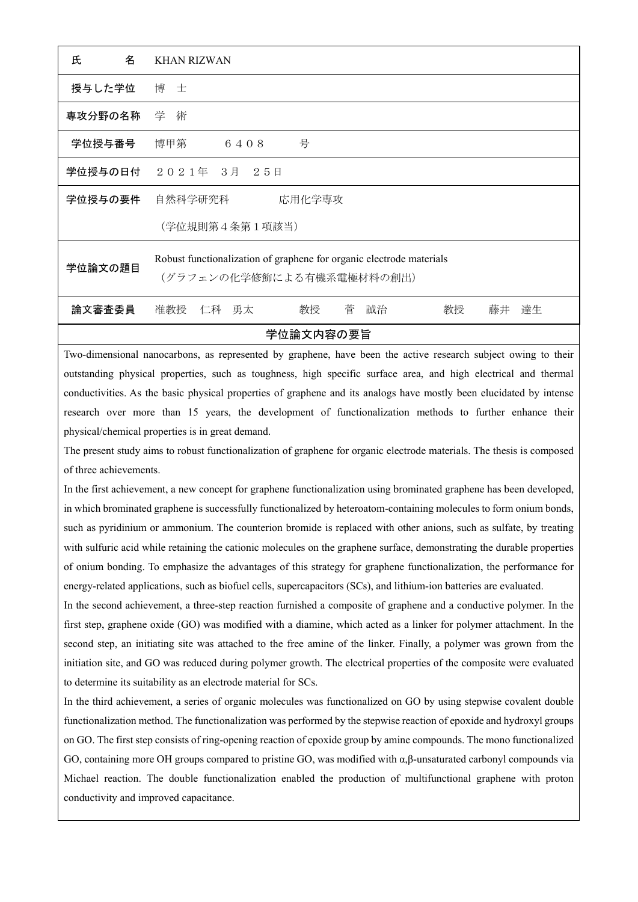| | |
|---|---|
| 氏　　　名 | KHAN RIZWAN |
| 授与した学位 | 博　士 |
| 専攻分野の名称 | 学　術 |
| 学位授与番号 | 博甲第　　６４０８　　号 |
| 学位授与の日付 | ２０２１年　３月　２５日 |
| 学位授与の要件 | 自然科学研究科　　　応用化学専攻<br>（学位規則第４条第１項該当） |
| 学位論文の題目 | Robust functionalization of graphene for organic electrode materials<br>（グラフェンの化学修飾による有機系電極材料の創出） |
| 論文審査委員 | 准教授　仁科　勇太　　　教授　菅　誠治　　　教授　藤井　達生 |

## 学位論文内容の要旨

Two-dimensional nanocarbons, as represented by graphene, have been the active research subject owing to their outstanding physical properties, such as toughness, high specific surface area, and high electrical and thermal conductivities. As the basic physical properties of graphene and its analogs have mostly been elucidated by intense research over more than 15 years, the development of functionalization methods to further enhance their physical/chemical properties is in great demand.

The present study aims to robust functionalization of graphene for organic electrode materials. The thesis is composed of three achievements.

In the first achievement, a new concept for graphene functionalization using brominated graphene has been developed, in which brominated graphene is successfully functionalized by heteroatom-containing molecules to form onium bonds, such as pyridinium or ammonium. The counterion bromide is replaced with other anions, such as sulfate, by treating with sulfuric acid while retaining the cationic molecules on the graphene surface, demonstrating the durable properties of onium bonding. To emphasize the advantages of this strategy for graphene functionalization, the performance for energy-related applications, such as biofuel cells, supercapacitors (SCs), and lithium-ion batteries are evaluated.

In the second achievement, a three-step reaction furnished a composite of graphene and a conductive polymer. In the first step, graphene oxide (GO) was modified with a diamine, which acted as a linker for polymer attachment. In the second step, an initiating site was attached to the free amine of the linker. Finally, a polymer was grown from the initiation site, and GO was reduced during polymer growth. The electrical properties of the composite were evaluated to determine its suitability as an electrode material for SCs.

In the third achievement, a series of organic molecules was functionalized on GO by using stepwise covalent double functionalization method. The functionalization was performed by the stepwise reaction of epoxide and hydroxyl groups on GO. The first step consists of ring-opening reaction of epoxide group by amine compounds. The mono functionalized GO, containing more OH groups compared to pristine GO, was modified with $\alpha,\beta$-unsaturated carbonyl compounds via Michael reaction. The double functionalization enabled the production of multifunctional graphene with proton conductivity and improved capacitance.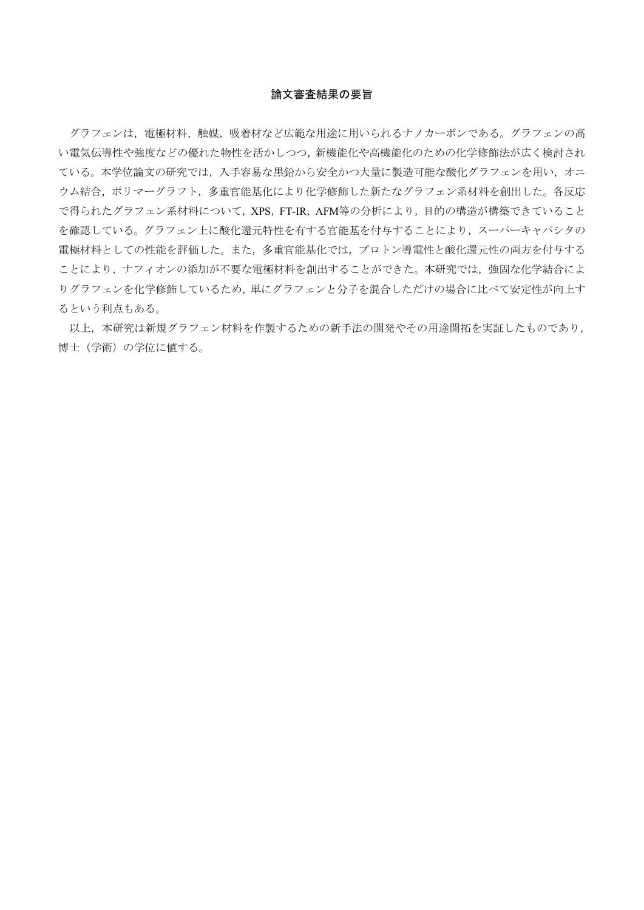## 論文審査結果の要旨

グラフェンは，電極材料，触媒，吸着材など広範な用途に用いられるナノカーボンである。グラフェンの高い電気伝導性や強度などの優れた物性を活かしつつ，新機能化や高機能化のための化学修飾法が広く検討されている。本学位論文の研究では，入手容易な黒鉛から安全かつ大量に製造可能な酸化グラフェンを用い，オニウム結合，ポリマーグラフト，多重官能基化により化学修飾した新たなグラフェン系材料を創出した。各反応で得られたグラフェン系材料について，XPS，FT-IR，AFM等の分析により，目的の構造が構築できていることを確認している。グラフェン上に酸化還元特性を有する官能基を付与することにより，スーパーキャパシタの電極材料としての性能を評価した。また，多重官能基化では，プロトン導電性と酸化還元性の両方を付与することにより，ナフィオンの添加が不要な電極材料を創出することができた。本研究では，強固な化学結合によりグラフェンを化学修飾しているため，単にグラフェンと分子を混合しただけの場合に比べて安定性が向上するという利点もある。

以上，本研究は新規グラフェン材料を作製するための新手法の開発やその用途開拓を実証したものであり，博士（学術）の学位に値する。